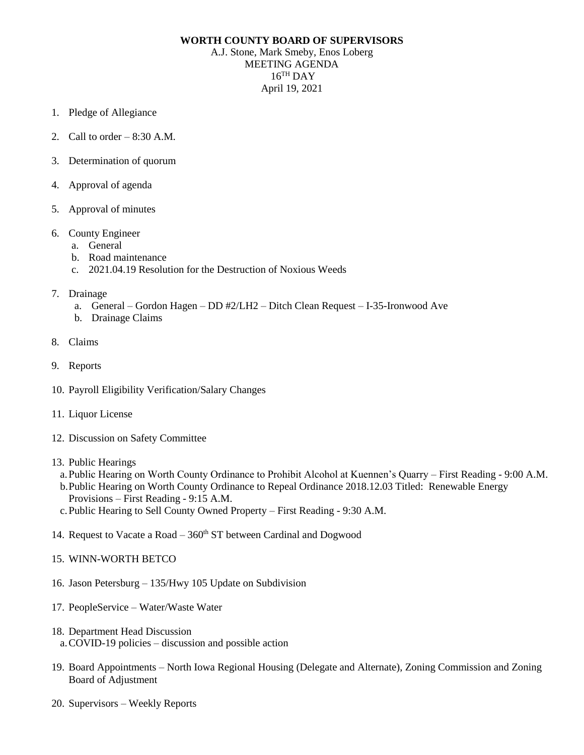**WORTH COUNTY BOARD OF SUPERVISORS**

A.J. Stone, Mark Smeby, Enos Loberg

MEETING AGENDA

16TH DAY

April 19, 2021

1. Pledge of Allegiance

2. Call to order – 8:30 A.M.

3. Determination of quorum

4. Approval of agenda

5. Approval of minutes

6. County Engineer
   a. General
   b. Road maintenance
   c. 2021.04.19 Resolution for the Destruction of Noxious Weeds

7. Drainage
   a. General – Gordon Hagen – DD #2/LH2 – Ditch Clean Request – I-35-Ironwood Ave
   b. Drainage Claims

8. Claims

9. Reports

10. Payroll Eligibility Verification/Salary Changes

11. Liquor License

12. Discussion on Safety Committee

13. Public Hearings
    a. Public Hearing on Worth County Ordinance to Prohibit Alcohol at Kuennen's Quarry – First Reading - 9:00 A.M.
    b. Public Hearing on Worth County Ordinance to Repeal Ordinance 2018.12.03 Titled: Renewable Energy Provisions – First Reading - 9:15 A.M.
    c. Public Hearing to Sell County Owned Property – First Reading - 9:30 A.M.

14. Request to Vacate a Road – 360th ST between Cardinal and Dogwood

15. WINN-WORTH BETCO

16. Jason Petersburg – 135/Hwy 105 Update on Subdivision

17. PeopleService – Water/Waste Water

18. Department Head Discussion
    a. COVID-19 policies – discussion and possible action

19. Board Appointments – North Iowa Regional Housing (Delegate and Alternate), Zoning Commission and Zoning Board of Adjustment

20. Supervisors – Weekly Reports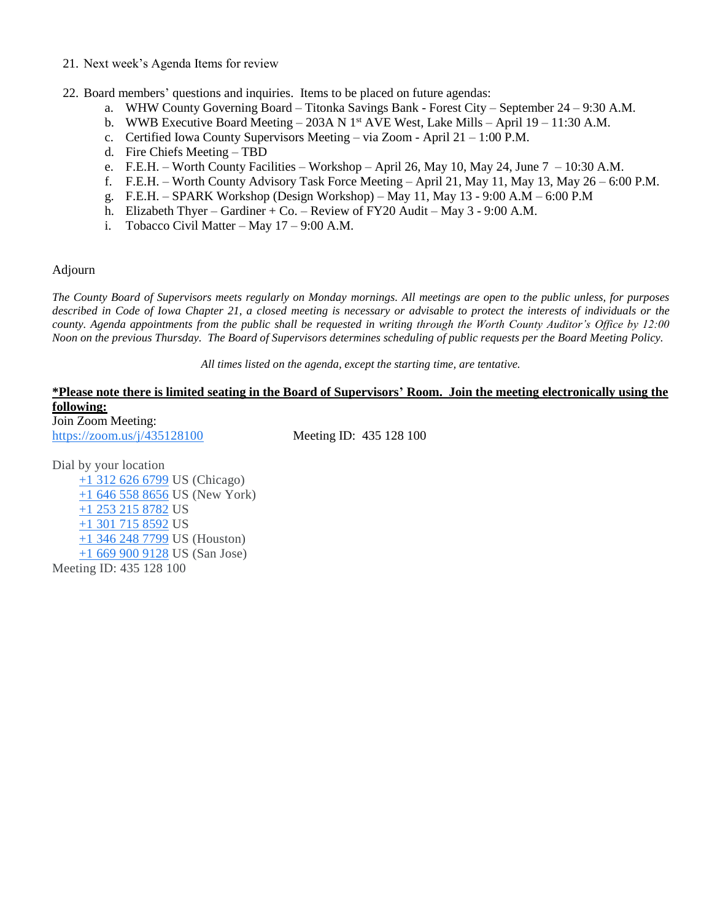21. Next week's Agenda Items for review

22. Board members' questions and inquiries. Items to be placed on future agendas:
    a. WHW County Governing Board – Titonka Savings Bank - Forest City – September 24 – 9:30 A.M.
    b. WWB Executive Board Meeting – 203A N 1st AVE West, Lake Mills – April 19 – 11:30 A.M.
    c. Certified Iowa County Supervisors Meeting – via Zoom - April 21 – 1:00 P.M.
    d. Fire Chiefs Meeting – TBD
    e. F.E.H. – Worth County Facilities – Workshop – April 26, May 10, May 24, June 7 – 10:30 A.M.
    f. F.E.H. – Worth County Advisory Task Force Meeting – April 21, May 11, May 13, May 26 – 6:00 P.M.
    g. F.E.H. – SPARK Workshop (Design Workshop) – May 11, May 13 - 9:00 A.M – 6:00 P.M
    h. Elizabeth Thyer – Gardiner + Co. – Review of FY20 Audit – May 3 - 9:00 A.M.
    i. Tobacco Civil Matter – May 17 – 9:00 A.M.

Adjourn

*The County Board of Supervisors meets regularly on Monday mornings. All meetings are open to the public unless, for purposes described in Code of Iowa Chapter 21, a closed meeting is necessary or advisable to protect the interests of individuals or the county. Agenda appointments from the public shall be requested in writing through the Worth County Auditor's Office by 12:00 Noon on the previous Thursday. The Board of Supervisors determines scheduling of public requests per the Board Meeting Policy.*

*All times listed on the agenda, except the starting time, are tentative.*

**\*Please note there is limited seating in the Board of Supervisors' Room. Join the meeting electronically using the following:**

Join Zoom Meeting:
https://zoom.us/j/435128100 Meeting ID: 435 128 100

Dial by your location
- +1 312 626 6799 US (Chicago)
- +1 646 558 8656 US (New York)
- +1 253 215 8782 US
- +1 301 715 8592 US
- +1 346 248 7799 US (Houston)
- +1 669 900 9128 US (San Jose)

Meeting ID: 435 128 100